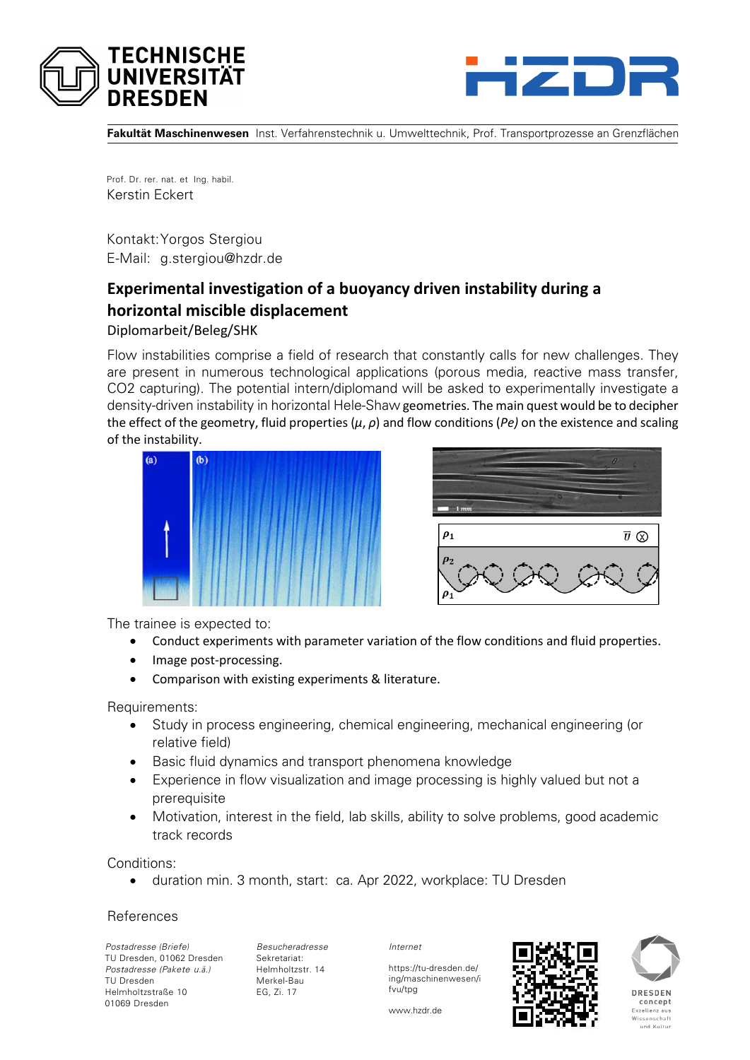**Fakultät Maschinenwesen** Inst. Verfahrenstechnik u. Umwelttechnik, Prof. Transportprozesse an Grenzflächen

Prof. Dr. rer. nat. et Ing. habil.
Kerstin Eckert

Kontakt: Yorgos Stergiou
E-Mail: g.stergiou@hzdr.de

## Experimental investigation of a buoyancy driven instability during a horizontal miscible displacement

Diplomarbeit/Beleg/SHK

Flow instabilities comprise a field of research that constantly calls for new challenges. They are present in numerous technological applications (porous media, reactive mass transfer, $CO_2$ capturing). The potential intern/diplomand will be asked to experimentally investigate a density-driven instability in horizontal Hele-Shaw geometries. The main quest would be to decipher the effect of the geometry, fluid properties ($\mu$, $\rho$) and flow conditions (*Pe*) on the existence and scaling of the instability.

The trainee is expected to:

- Conduct experiments with parameter variation of the flow conditions and fluid properties.
- Image post-processing.
- Comparison with existing experiments & literature.

Requirements:

- Study in process engineering, chemical engineering, mechanical engineering (or relative field)
- Basic fluid dynamics and transport phenomena knowledge
- Experience in flow visualization and image processing is highly valued but not a prerequisite
- Motivation, interest in the field, lab skills, ability to solve problems, good academic track records

Conditions:

- duration min. 3 month, start: ca. Apr 2022, workplace: TU Dresden

References

*Postadresse (Briefe)*
TU Dresden, 01062 Dresden
*Postadresse (Pakete u.ä.)*
TU Dresden
Helmholtzstraße 10
01069 Dresden

*Besucheradresse*
Sekretariat:
Helmholtzstr. 14
Merkel-Bau
EG, Zi. 17

*Internet*
https://tu-dresden.de/ing/maschinenwesen/ifvu/tpg
www.hzdr.de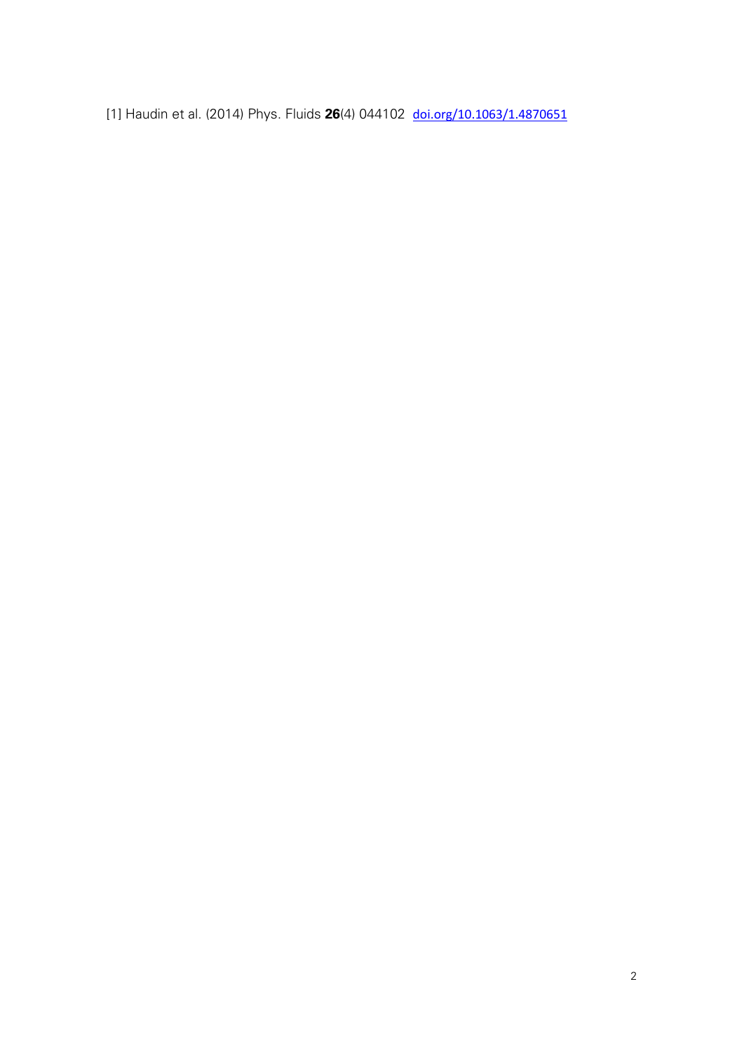[1] Haudin et al. (2014) Phys. Fluids **26**(4) 044102 doi.org/10.1063/1.4870651